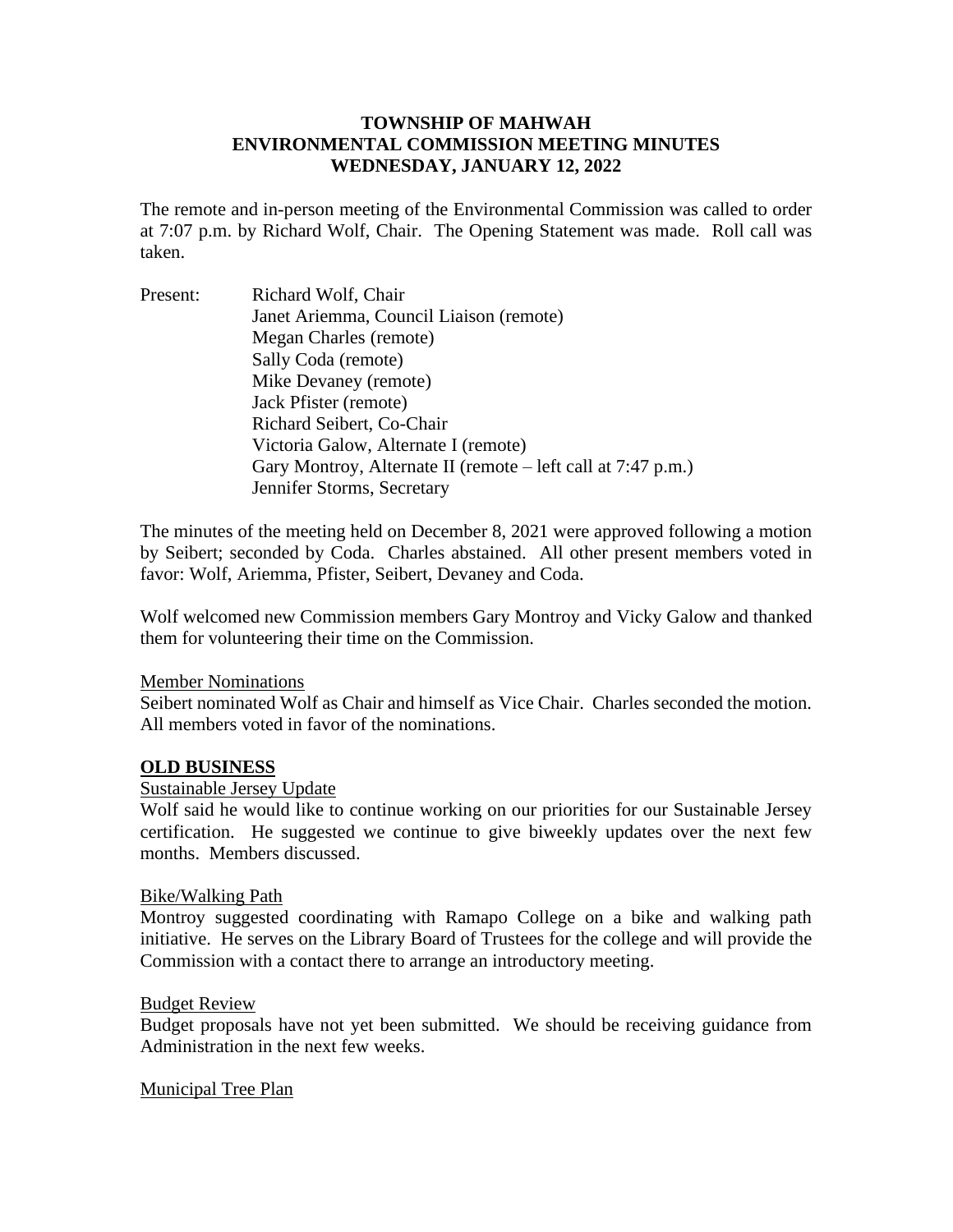# TOWNSHIP OF MAHWAH
# ENVIRONMENTAL COMMISSION MEETING MINUTES
# WEDNESDAY, JANUARY 12, 2022

The remote and in-person meeting of the Environmental Commission was called to order at 7:07 p.m. by Richard Wolf, Chair. The Opening Statement was made. Roll call was taken.

Present: Richard Wolf, Chair
Janet Ariemma, Council Liaison (remote)
Megan Charles (remote)
Sally Coda (remote)
Mike Devaney (remote)
Jack Pfister (remote)
Richard Seibert, Co-Chair
Victoria Galow, Alternate I (remote)
Gary Montroy, Alternate II (remote – left call at 7:47 p.m.)
Jennifer Storms, Secretary

The minutes of the meeting held on December 8, 2021 were approved following a motion by Seibert; seconded by Coda. Charles abstained. All other present members voted in favor: Wolf, Ariemma, Pfister, Seibert, Devaney and Coda.

Wolf welcomed new Commission members Gary Montroy and Vicky Galow and thanked them for volunteering their time on the Commission.

Member Nominations

Seibert nominated Wolf as Chair and himself as Vice Chair. Charles seconded the motion. All members voted in favor of the nominations.

## OLD BUSINESS

Sustainable Jersey Update

Wolf said he would like to continue working on our priorities for our Sustainable Jersey certification. He suggested we continue to give biweekly updates over the next few months. Members discussed.

Bike/Walking Path

Montroy suggested coordinating with Ramapo College on a bike and walking path initiative. He serves on the Library Board of Trustees for the college and will provide the Commission with a contact there to arrange an introductory meeting.

Budget Review

Budget proposals have not yet been submitted. We should be receiving guidance from Administration in the next few weeks.

Municipal Tree Plan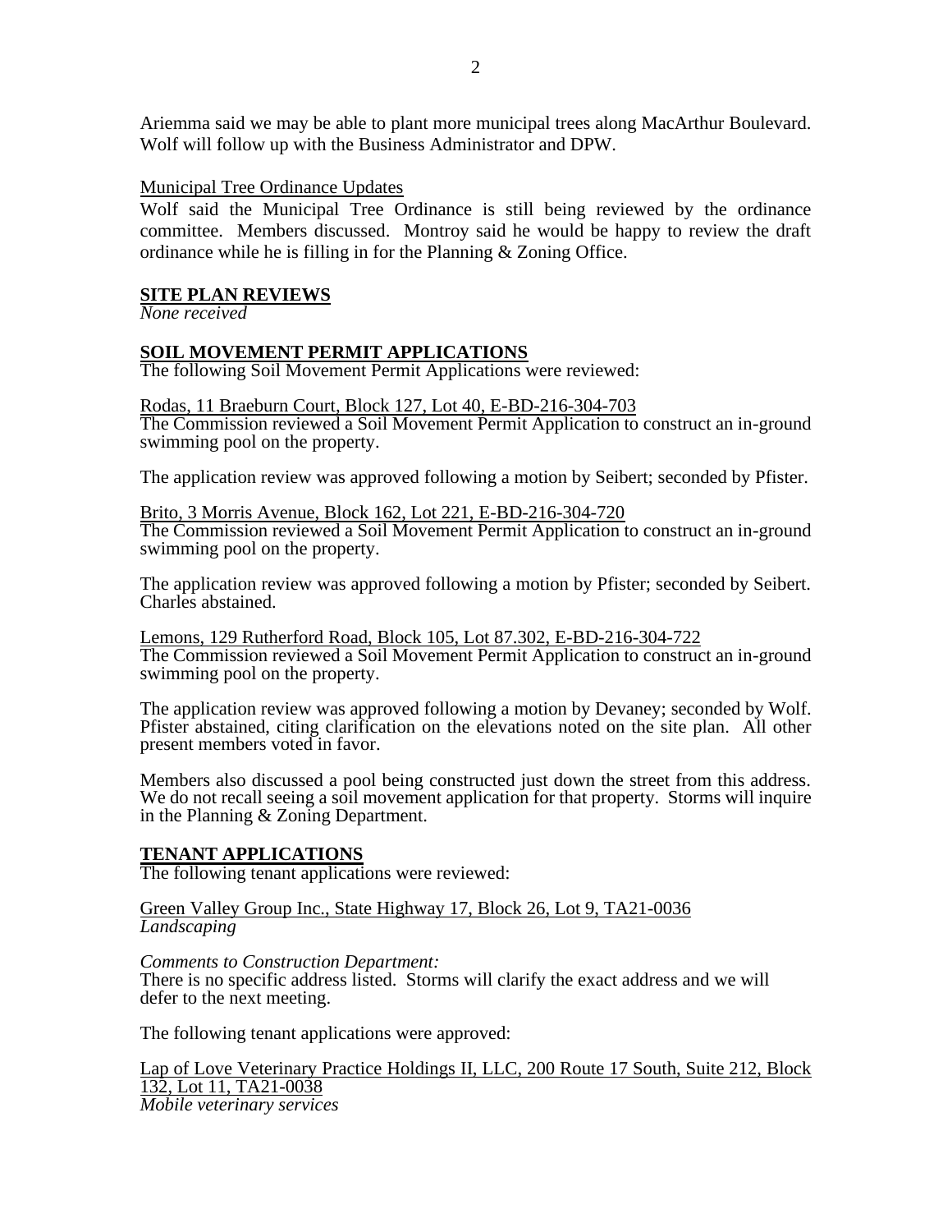Ariemma said we may be able to plant more municipal trees along MacArthur Boulevard. Wolf will follow up with the Business Administrator and DPW.

Municipal Tree Ordinance Updates

Wolf said the Municipal Tree Ordinance is still being reviewed by the ordinance committee. Members discussed. Montroy said he would be happy to review the draft ordinance while he is filling in for the Planning & Zoning Office.

**SITE PLAN REVIEWS**

*None received*

**SOIL MOVEMENT PERMIT APPLICATIONS**

The following Soil Movement Permit Applications were reviewed:

Rodas, 11 Braeburn Court, Block 127, Lot 40, E-BD-216-304-703

The Commission reviewed a Soil Movement Permit Application to construct an in-ground swimming pool on the property.

The application review was approved following a motion by Seibert; seconded by Pfister.

Brito, 3 Morris Avenue, Block 162, Lot 221, E-BD-216-304-720

The Commission reviewed a Soil Movement Permit Application to construct an in-ground swimming pool on the property.

The application review was approved following a motion by Pfister; seconded by Seibert. Charles abstained.

Lemons, 129 Rutherford Road, Block 105, Lot 87.302, E-BD-216-304-722

The Commission reviewed a Soil Movement Permit Application to construct an in-ground swimming pool on the property.

The application review was approved following a motion by Devaney; seconded by Wolf. Pfister abstained, citing clarification on the elevations noted on the site plan. All other present members voted in favor.

Members also discussed a pool being constructed just down the street from this address. We do not recall seeing a soil movement application for that property. Storms will inquire in the Planning & Zoning Department.

**TENANT APPLICATIONS**

The following tenant applications were reviewed:

Green Valley Group Inc., State Highway 17, Block 26, Lot 9, TA21-0036

*Landscaping*

*Comments to Construction Department:*

There is no specific address listed. Storms will clarify the exact address and we will defer to the next meeting.

The following tenant applications were approved:

Lap of Love Veterinary Practice Holdings II, LLC, 200 Route 17 South, Suite 212, Block 132, Lot 11, TA21-0038

*Mobile veterinary services*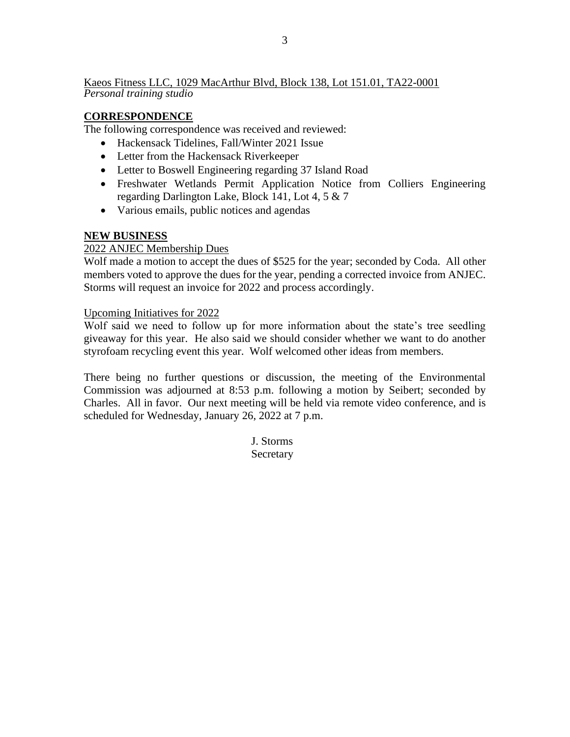<u>Kaeos Fitness LLC, 1029 MacArthur Blvd, Block 138, Lot 151.01, TA22-0001</u>
*Personal training studio*

**<u>CORRESPONDENCE</u>**

The following correspondence was received and reviewed:

- Hackensack Tidelines, Fall/Winter 2021 Issue
- Letter from the Hackensack Riverkeeper
- Letter to Boswell Engineering regarding 37 Island Road
- Freshwater Wetlands Permit Application Notice from Colliers Engineering regarding Darlington Lake, Block 141, Lot 4, 5 & 7
- Various emails, public notices and agendas

**<u>NEW BUSINESS</u>**

<u>2022 ANJEC Membership Dues</u>

Wolf made a motion to accept the dues of $525 for the year; seconded by Coda. All other members voted to approve the dues for the year, pending a corrected invoice from ANJEC. Storms will request an invoice for 2022 and process accordingly.

<u>Upcoming Initiatives for 2022</u>

Wolf said we need to follow up for more information about the state's tree seedling giveaway for this year. He also said we should consider whether we want to do another styrofoam recycling event this year. Wolf welcomed other ideas from members.

There being no further questions or discussion, the meeting of the Environmental Commission was adjourned at 8:53 p.m. following a motion by Seibert; seconded by Charles. All in favor. Our next meeting will be held via remote video conference, and is scheduled for Wednesday, January 26, 2022 at 7 p.m.

J. Storms
Secretary